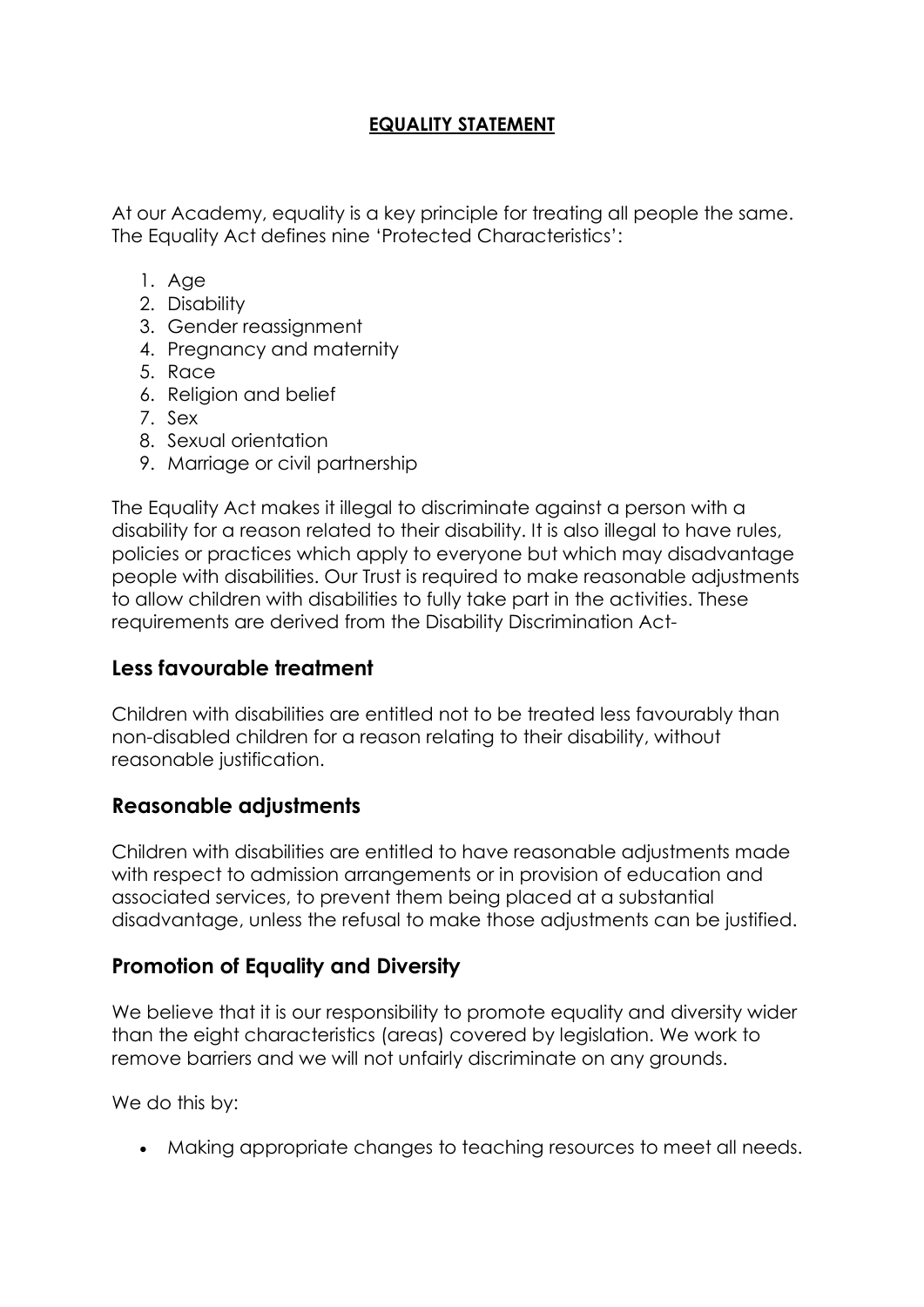# EQUALITY STATEMENT

At our Academy, equality is a key principle for treating all people the same. The Equality Act defines nine 'Protected Characteristics':

1. Age
2. Disability
3. Gender reassignment
4. Pregnancy and maternity
5. Race
6. Religion and belief
7. Sex
8. Sexual orientation
9. Marriage or civil partnership

The Equality Act makes it illegal to discriminate against a person with a disability for a reason related to their disability. It is also illegal to have rules, policies or practices which apply to everyone but which may disadvantage people with disabilities. Our Trust is required to make reasonable adjustments to allow children with disabilities to fully take part in the activities. These requirements are derived from the Disability Discrimination Act-

## Less favourable treatment

Children with disabilities are entitled not to be treated less favourably than non-disabled children for a reason relating to their disability, without reasonable justification.

## Reasonable adjustments

Children with disabilities are entitled to have reasonable adjustments made with respect to admission arrangements or in provision of education and associated services, to prevent them being placed at a substantial disadvantage, unless the refusal to make those adjustments can be justified.

## Promotion of Equality and Diversity

We believe that it is our responsibility to promote equality and diversity wider than the eight characteristics (areas) covered by legislation. We work to remove barriers and we will not unfairly discriminate on any grounds.

We do this by:

- Making appropriate changes to teaching resources to meet all needs.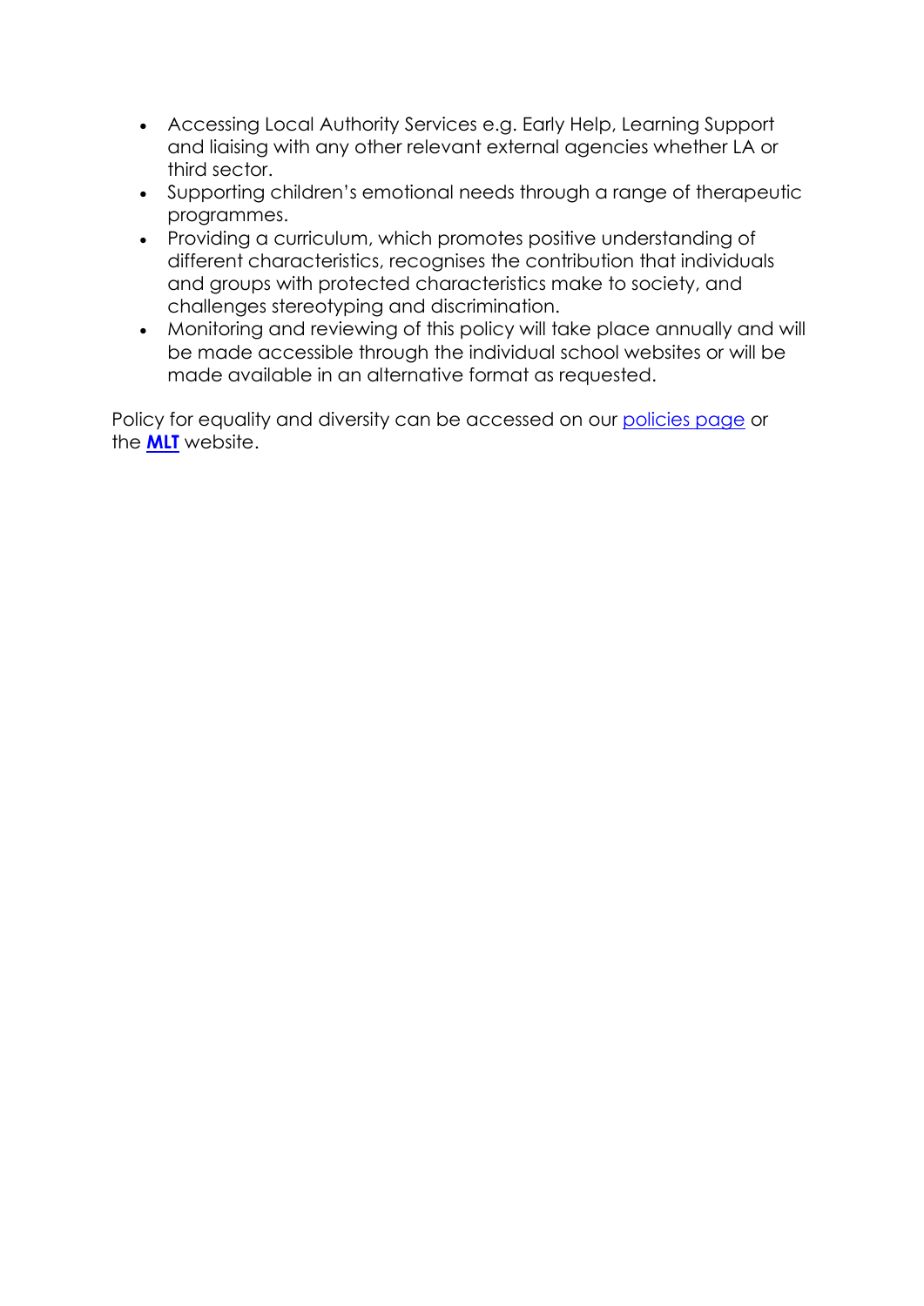- Accessing Local Authority Services e.g. Early Help, Learning Support and liaising with any other relevant external agencies whether LA or third sector.
- Supporting children's emotional needs through a range of therapeutic programmes.
- Providing a curriculum, which promotes positive understanding of different characteristics, recognises the contribution that individuals and groups with protected characteristics make to society, and challenges stereotyping and discrimination.
- Monitoring and reviewing of this policy will take place annually and will be made accessible through the individual school websites or will be made available in an alternative format as requested.

Policy for equality and diversity can be accessed on our policies page or the **MLT** website.